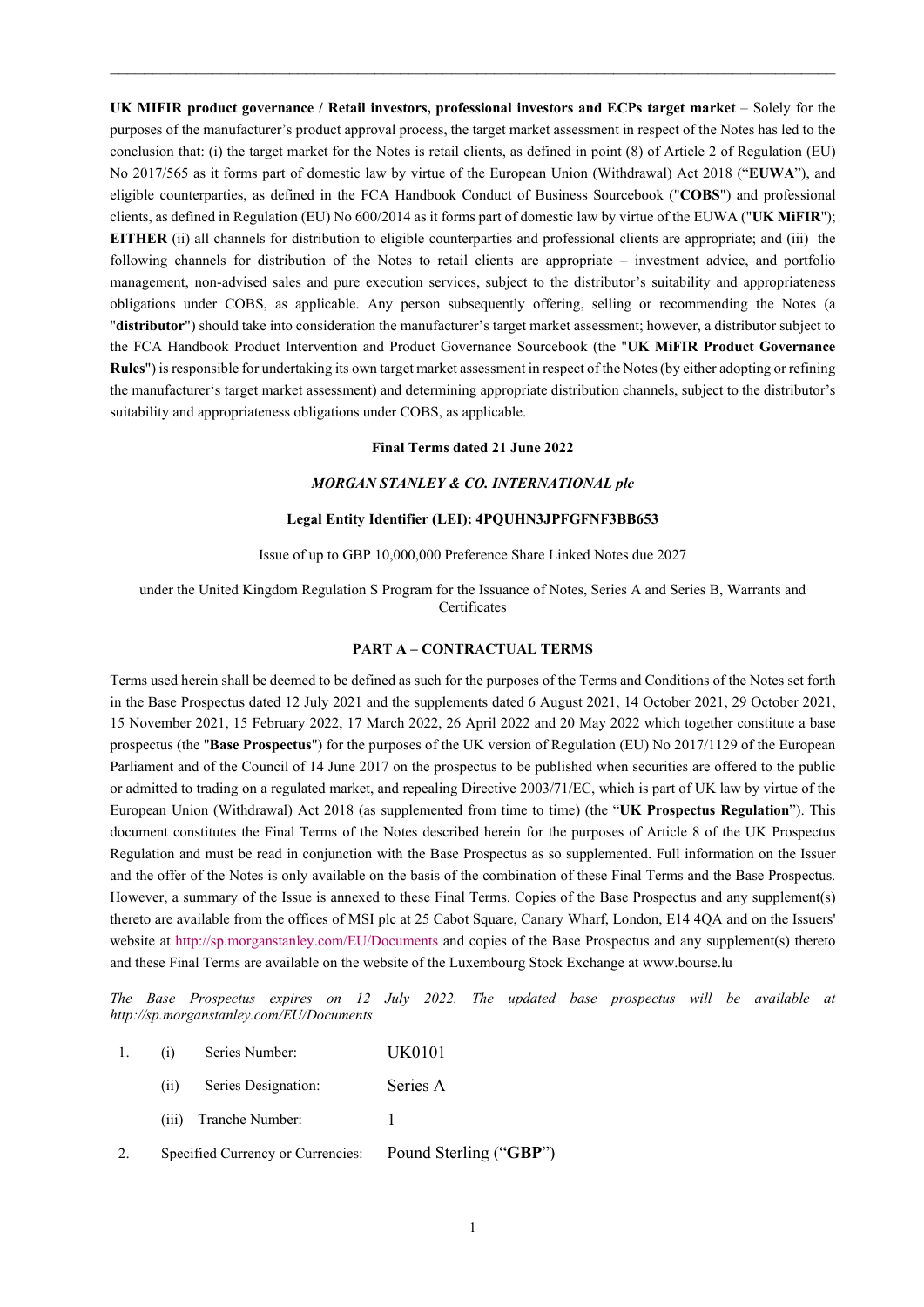**UK MIFIR product governance / Retail investors, professional investors and ECPs target market** – Solely for the purposes of the manufacturer's product approval process, the target market assessment in respect of the Notes has led to the conclusion that: (i) the target market for the Notes is retail clients, as defined in point (8) of Article 2 of Regulation (EU) No 2017/565 as it forms part of domestic law by virtue of the European Union (Withdrawal) Act 2018 ("**EUWA**"), and eligible counterparties, as defined in the FCA Handbook Conduct of Business Sourcebook ("**COBS**") and professional clients, as defined in Regulation (EU) No 600/2014 as it forms part of domestic law by virtue of the EUWA ("**UK MiFIR**"); **EITHER** (ii) all channels for distribution to eligible counterparties and professional clients are appropriate; and (iii) the following channels for distribution of the Notes to retail clients are appropriate – investment advice, and portfolio management, non-advised sales and pure execution services, subject to the distributor's suitability and appropriateness obligations under COBS, as applicable. Any person subsequently offering, selling or recommending the Notes (a "**distributor**") should take into consideration the manufacturer's target market assessment; however, a distributor subject to the FCA Handbook Product Intervention and Product Governance Sourcebook (the "**UK MiFIR Product Governance Rules**") is responsible for undertaking its own target market assessment in respect of the Notes (by either adopting or refining the manufacturer's target market assessment) and determining appropriate distribution channels, subject to the distributor's suitability and appropriateness obligations under COBS, as applicable.

**Final Terms dated 21 June 2022**

***MORGAN STANLEY & CO. INTERNATIONAL plc***

**Legal Entity Identifier (LEI): 4PQUHN3JPFGFNF3BB653**

Issue of up to GBP 10,000,000 Preference Share Linked Notes due 2027

under the United Kingdom Regulation S Program for the Issuance of Notes, Series A and Series B, Warrants and Certificates

**PART A – CONTRACTUAL TERMS**

Terms used herein shall be deemed to be defined as such for the purposes of the Terms and Conditions of the Notes set forth in the Base Prospectus dated 12 July 2021 and the supplements dated 6 August 2021, 14 October 2021, 29 October 2021, 15 November 2021, 15 February 2022, 17 March 2022, 26 April 2022 and 20 May 2022 which together constitute a base prospectus (the "**Base Prospectus**") for the purposes of the UK version of Regulation (EU) No 2017/1129 of the European Parliament and of the Council of 14 June 2017 on the prospectus to be published when securities are offered to the public or admitted to trading on a regulated market, and repealing Directive 2003/71/EC, which is part of UK law by virtue of the European Union (Withdrawal) Act 2018 (as supplemented from time to time) (the "**UK Prospectus Regulation**"). This document constitutes the Final Terms of the Notes described herein for the purposes of Article 8 of the UK Prospectus Regulation and must be read in conjunction with the Base Prospectus as so supplemented. Full information on the Issuer and the offer of the Notes is only available on the basis of the combination of these Final Terms and the Base Prospectus. However, a summary of the Issue is annexed to these Final Terms. Copies of the Base Prospectus and any supplement(s) thereto are available from the offices of MSI plc at 25 Cabot Square, Canary Wharf, London, E14 4QA and on the Issuers' website at http://sp.morganstanley.com/EU/Documents and copies of the Base Prospectus and any supplement(s) thereto and these Final Terms are available on the website of the Luxembourg Stock Exchange at www.bourse.lu

*The Base Prospectus expires on 12 July 2022. The updated base prospectus will be available at http://sp.morganstanley.com/EU/Documents*

| | | | |
|---|---|---|---|
| 1. | (i) | Series Number: | UK0101 |
| | (ii) | Series Designation: | Series A |
| | (iii) | Tranche Number: | 1 |
| 2. | | Specified Currency or Currencies: | Pound Sterling ("**GBP**") |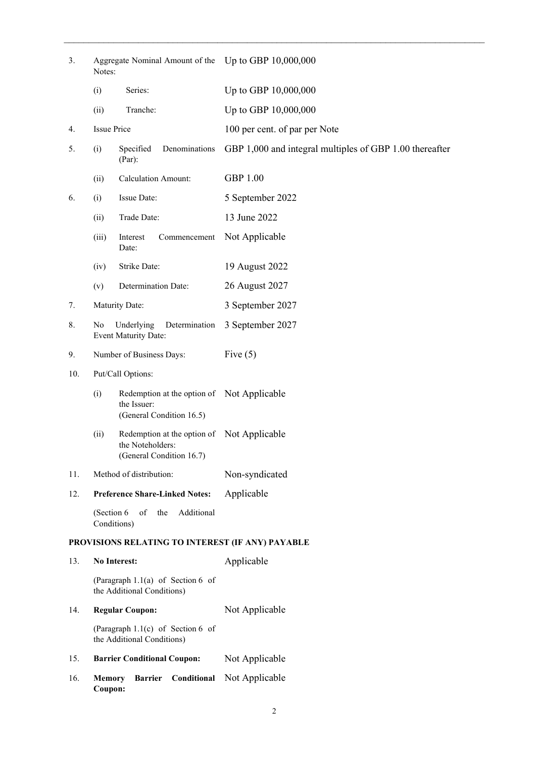| | | | |
|---|---|---|---|
| 3. | Aggregate Nominal Amount of the Notes: | | Up to GBP 10,000,000 |
| | (i) | Series: | Up to GBP 10,000,000 |
| | (ii) | Tranche: | Up to GBP 10,000,000 |
| 4. | Issue Price | | 100 per cent. of par per Note |
| 5. | (i) | Specified Denominations (Par): | GBP 1,000 and integral multiples of GBP 1.00 thereafter |
| | (ii) | Calculation Amount: | GBP 1.00 |
| 6. | (i) | Issue Date: | 5 September 2022 |
| | (ii) | Trade Date: | 13 June 2022 |
| | (iii) | Interest Commencement Date: | Not Applicable |
| | (iv) | Strike Date: | 19 August 2022 |
| | (v) | Determination Date: | 26 August 2027 |
| 7. | Maturity Date: | | 3 September 2027 |
| 8. | No Underlying Determination Event Maturity Date: | | 3 September 2027 |
| 9. | Number of Business Days: | | Five (5) |
| 10. | Put/Call Options: | | |
| | (i) | Redemption at the option of the Issuer: (General Condition 16.5) | Not Applicable |
| | (ii) | Redemption at the option of the Noteholders: (General Condition 16.7) | Not Applicable |
| 11. | Method of distribution: | | Non-syndicated |
| 12. | **Preference Share-Linked Notes:** (Section 6 of the Additional Conditions) | | Applicable |

**PROVISIONS RELATING TO INTEREST (IF ANY) PAYABLE**

| | | |
|---|---|---|
| 13. | **No Interest:** (Paragraph 1.1(a) of Section 6 of the Additional Conditions) | Applicable |
| 14. | **Regular Coupon:** (Paragraph 1.1(c) of Section 6 of the Additional Conditions) | Not Applicable |
| 15. | **Barrier Conditional Coupon:** | Not Applicable |
| 16. | **Memory Barrier Conditional Coupon:** | Not Applicable |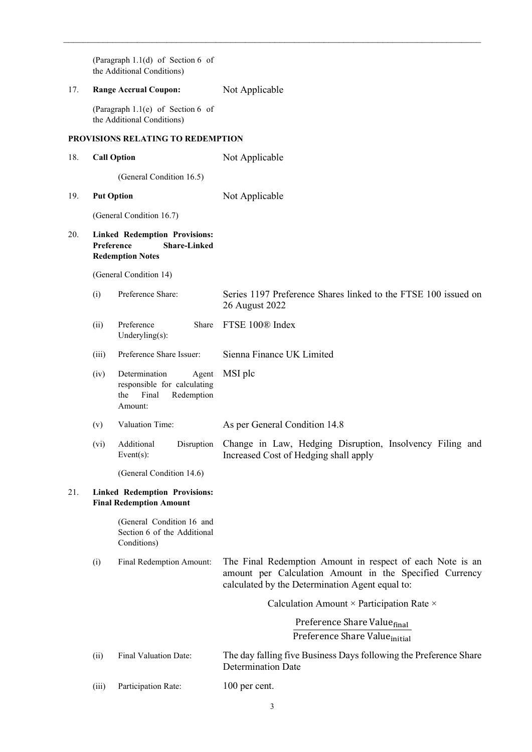| | | | |
|---|---|---|---|
| | (Paragraph 1.1(d) of Section 6 of the Additional Conditions) | | |
| 17. | **Range Accrual Coupon:** | | Not Applicable |
| | (Paragraph 1.1(e) of Section 6 of the Additional Conditions) | | |

**PROVISIONS RELATING TO REDEMPTION**

| | | | |
|---|---|---|---|
| 18. | **Call Option** | | Not Applicable |
| | | (General Condition 16.5) | |
| 19. | **Put Option** | | Not Applicable |
| | (General Condition 16.7) | | |
| 20. | **Linked Redemption Provisions: Preference Share-Linked Redemption Notes** | | |
| | (General Condition 14) | | |
| | (i) | Preference Share: | Series 1197 Preference Shares linked to the FTSE 100 issued on 26 August 2022 |
| | (ii) | Preference Share Underlying(s): | FTSE 100® Index |
| | (iii) | Preference Share Issuer: | Sienna Finance UK Limited |
| | (iv) | Determination Agent responsible for calculating the Final Redemption Amount: | MSI plc |
| | (v) | Valuation Time: | As per General Condition 14.8 |
| | (vi) | Additional Disruption Event(s): | Change in Law, Hedging Disruption, Insolvency Filing and Increased Cost of Hedging shall apply |
| | | (General Condition 14.6) | |
| 21. | **Linked Redemption Provisions: Final Redemption Amount** | | |
| | | (General Condition 16 and Section 6 of the Additional Conditions) | |
| | (i) | Final Redemption Amount: | The Final Redemption Amount in respect of each Note is an amount per Calculation Amount in the Specified Currency calculated by the Determination Agent equal to: |

$$\text{Calculation Amount} \times \text{Participation Rate} \times \frac{\text{Preference Share Value}_{\text{final}}}{\text{Preference Share Value}_{\text{initial}}}$$

| | | | |
|---|---|---|---|
| | (ii) | Final Valuation Date: | The day falling five Business Days following the Preference Share Determination Date |
| | (iii) | Participation Rate: | 100 per cent. |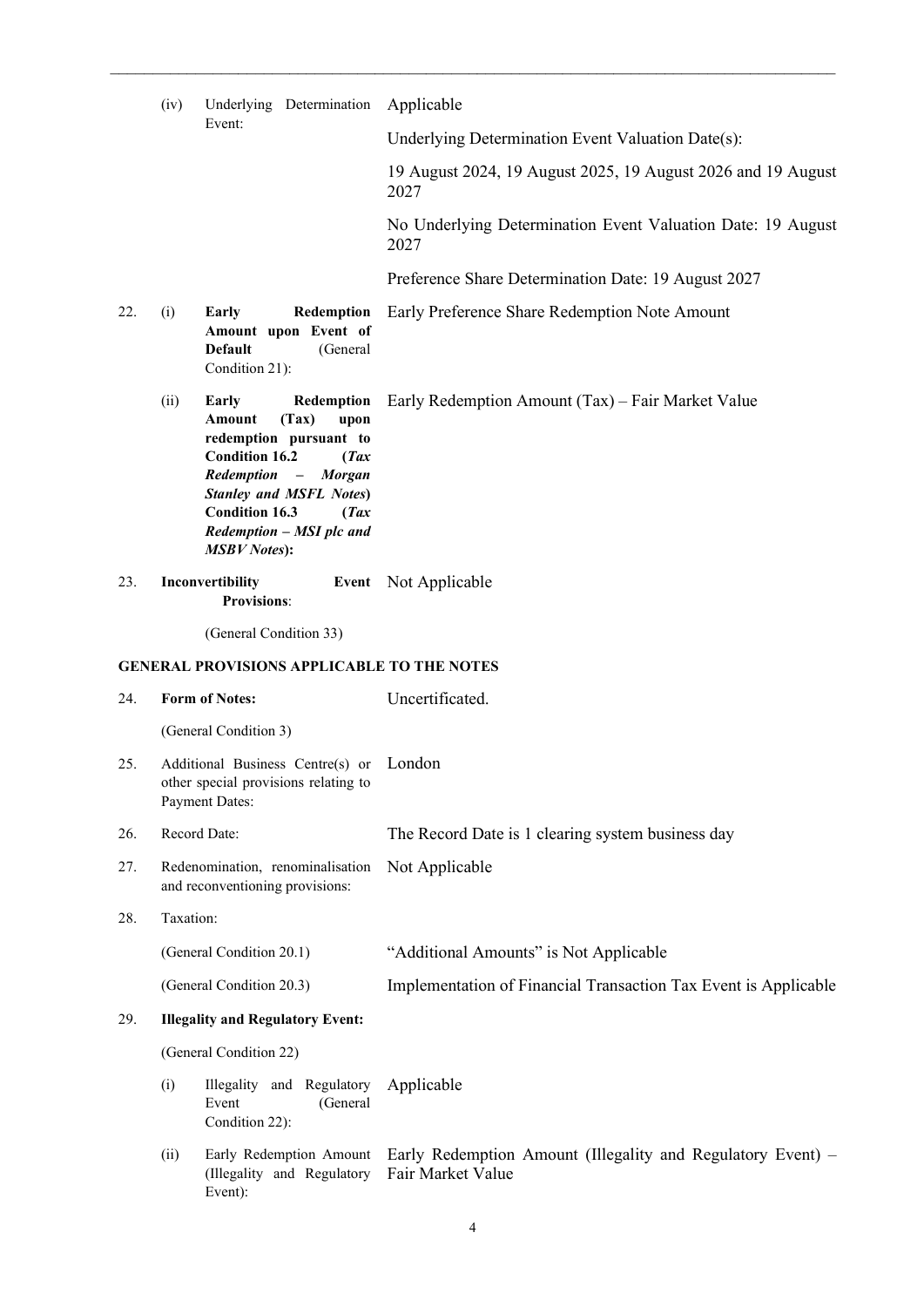| | | | |
|---|---|---|---|
| | (iv) | Underlying Determination Event: | Applicable<br><br>Underlying Determination Event Valuation Date(s):<br><br>19 August 2024, 19 August 2025, 19 August 2026 and 19 August 2027<br><br>No Underlying Determination Event Valuation Date: 19 August 2027<br><br>Preference Share Determination Date: 19 August 2027 |
| 22. | (i) | **Early Redemption Amount upon Event of Default** (General Condition 21): | Early Preference Share Redemption Note Amount |
| | (ii) | **Early Redemption Amount (Tax) upon redemption pursuant to Condition 16.2 (*Tax Redemption – Morgan Stanley and MSFL Notes*) Condition 16.3 (*Tax Redemption – MSI plc and MSBV Notes*):** | Early Redemption Amount (Tax) – Fair Market Value |
| 23. | **Inconvertibility Event Provisions**:<br><br>(General Condition 33) | | Not Applicable |

**GENERAL PROVISIONS APPLICABLE TO THE NOTES**

| | | | |
|---|---|---|---|
| 24. | **Form of Notes:**<br><br>(General Condition 3) | | Uncertificated. |
| 25. | Additional Business Centre(s) or other special provisions relating to Payment Dates: | | London |
| 26. | Record Date: | | The Record Date is 1 clearing system business day |
| 27. | Redenomination, renominalisation and reconventioning provisions: | | Not Applicable |
| 28. | Taxation: | | |
| | (General Condition 20.1) | | "Additional Amounts" is Not Applicable |
| | (General Condition 20.3) | | Implementation of Financial Transaction Tax Event is Applicable |
| 29. | **Illegality and Regulatory Event:**<br><br>(General Condition 22) | | |
| | (i) | Illegality and Regulatory Event (General Condition 22): | Applicable |
| | (ii) | Early Redemption Amount (Illegality and Regulatory Event): | Early Redemption Amount (Illegality and Regulatory Event) – Fair Market Value |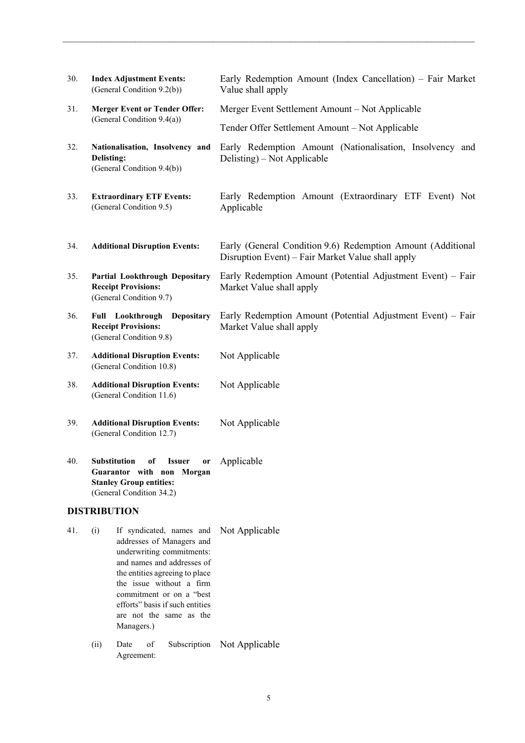| | | |
|---|---|---|
| 30. | **Index Adjustment Events:** (General Condition 9.2(b)) | Early Redemption Amount (Index Cancellation) – Fair Market Value shall apply |
| 31. | **Merger Event or Tender Offer:** (General Condition 9.4(a)) | Merger Event Settlement Amount – Not Applicable<br><br>Tender Offer Settlement Amount – Not Applicable |
| 32. | **Nationalisation, Insolvency and Delisting:** (General Condition 9.4(b)) | Early Redemption Amount (Nationalisation, Insolvency and Delisting) – Not Applicable |
| 33. | **Extraordinary ETF Events:** (General Condition 9.5) | Early Redemption Amount (Extraordinary ETF Event) Not Applicable |
| 34. | **Additional Disruption Events:** | Early (General Condition 9.6) Redemption Amount (Additional Disruption Event) – Fair Market Value shall apply |
| 35. | **Partial Lookthrough Depositary Receipt Provisions:** (General Condition 9.7) | Early Redemption Amount (Potential Adjustment Event) – Fair Market Value shall apply |
| 36. | **Full Lookthrough Depositary Receipt Provisions:** (General Condition 9.8) | Early Redemption Amount (Potential Adjustment Event) – Fair Market Value shall apply |
| 37. | **Additional Disruption Events:** (General Condition 10.8) | Not Applicable |
| 38. | **Additional Disruption Events:** (General Condition 11.6) | Not Applicable |
| 39. | **Additional Disruption Events:** (General Condition 12.7) | Not Applicable |
| 40. | **Substitution of Issuer or Guarantor with non Morgan Stanley Group entities:** (General Condition 34.2) | Applicable |

## DISTRIBUTION

| | | | |
|---|---|---|---|
| 41. | (i) | If syndicated, names and addresses of Managers and underwriting commitments: and names and addresses of the entities agreeing to place the issue without a firm commitment or on a "best efforts" basis if such entities are not the same as the Managers.) | Not Applicable |
| | (ii) | Date of Subscription Agreement: | Not Applicable |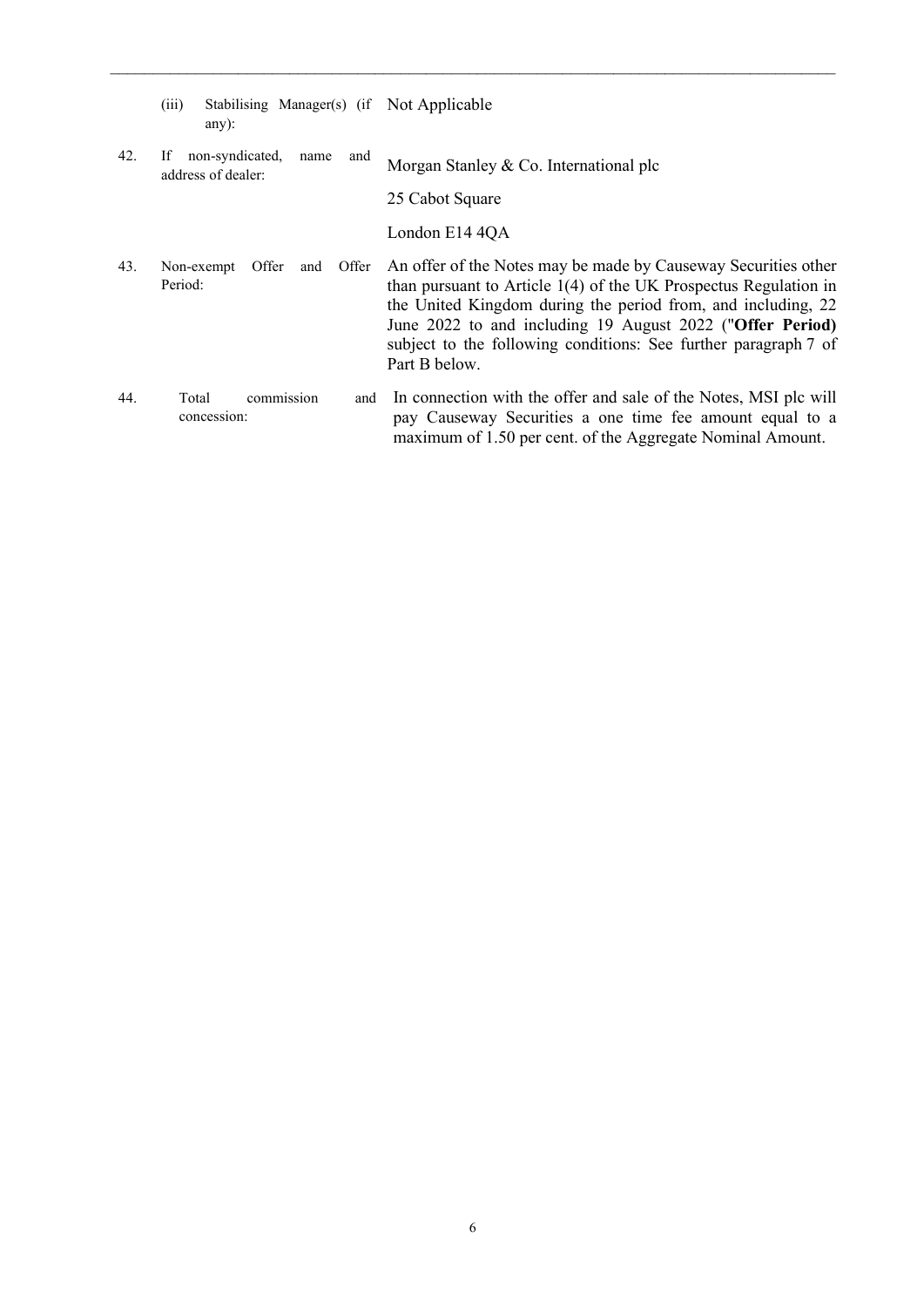| | | |
|---|---|---|
| | (iii) Stabilising Manager(s) (if any): | Not Applicable |
| 42. | If non-syndicated, name and address of dealer: | Morgan Stanley & Co. International plc<br><br>25 Cabot Square<br><br>London E14 4QA |
| 43. | Non-exempt Offer and Offer Period: | An offer of the Notes may be made by Causeway Securities other than pursuant to Article 1(4) of the UK Prospectus Regulation in the United Kingdom during the period from, and including, 22 June 2022 to and including 19 August 2022 ("**Offer Period)** subject to the following conditions: See further paragraph 7 of Part B below. |
| 44. | Total commission and concession: | In connection with the offer and sale of the Notes, MSI plc will pay Causeway Securities a one time fee amount equal to a maximum of 1.50 per cent. of the Aggregate Nominal Amount. |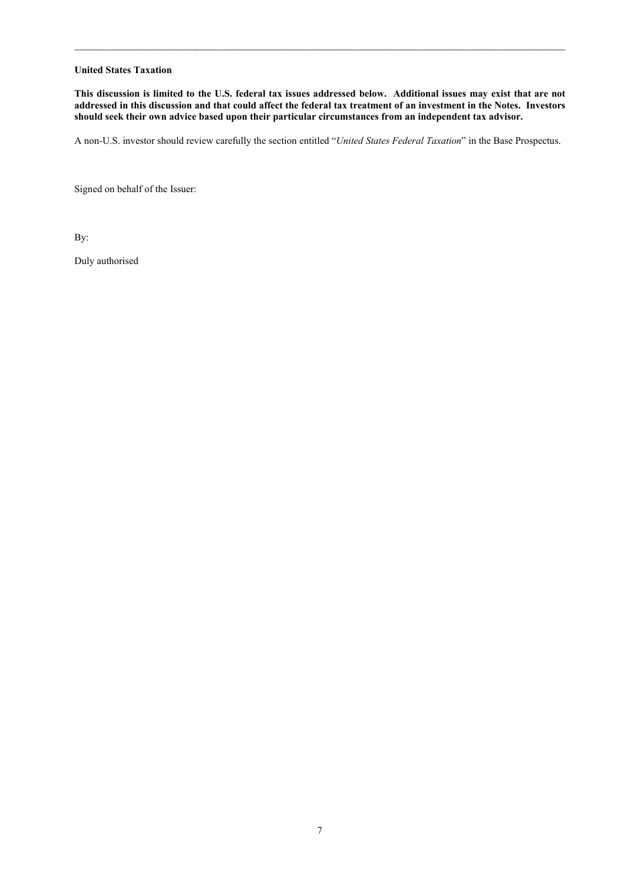**United States Taxation**

**This discussion is limited to the U.S. federal tax issues addressed below. Additional issues may exist that are not addressed in this discussion and that could affect the federal tax treatment of an investment in the Notes. Investors should seek their own advice based upon their particular circumstances from an independent tax advisor.**

A non-U.S. investor should review carefully the section entitled "*United States Federal Taxation*" in the Base Prospectus.

Signed on behalf of the Issuer:

By:

Duly authorised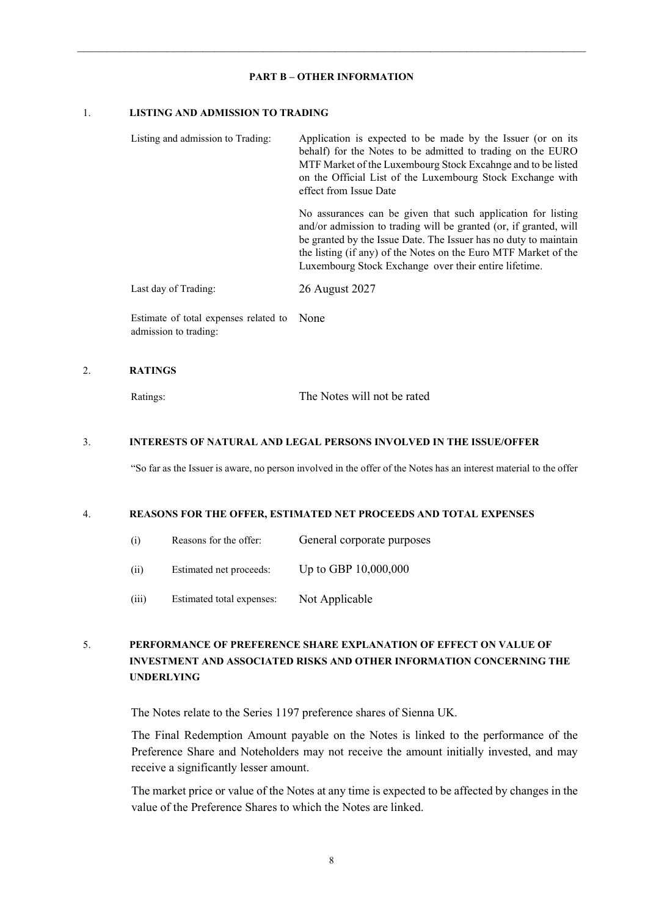## PART B – OTHER INFORMATION

### 1. LISTING AND ADMISSION TO TRADING

| | |
|---|---|
| Listing and admission to Trading: | Application is expected to be made by the Issuer (or on its behalf) for the Notes to be admitted to trading on the EURO MTF Market of the Luxembourg Stock Excahnge and to be listed on the Official List of the Luxembourg Stock Exchange with effect from Issue Date<br><br>No assurances can be given that such application for listing and/or admission to trading will be granted (or, if granted, will be granted by the Issue Date. The Issuer has no duty to maintain the listing (if any) of the Notes on the Euro MTF Market of the Luxembourg Stock Exchange over their entire lifetime. |
| Last day of Trading: | 26 August 2027 |
| Estimate of total expenses related to admission to trading: | None |

### 2. RATINGS

| | |
|---|---|
| Ratings: | The Notes will not be rated |

### 3. INTERESTS OF NATURAL AND LEGAL PERSONS INVOLVED IN THE ISSUE/OFFER

"So far as the Issuer is aware, no person involved in the offer of the Notes has an interest material to the offer

### 4. REASONS FOR THE OFFER, ESTIMATED NET PROCEEDS AND TOTAL EXPENSES

| | | |
|---|---|---|
| (i) | Reasons for the offer: | General corporate purposes |
| (ii) | Estimated net proceeds: | Up to GBP 10,000,000 |
| (iii) | Estimated total expenses: | Not Applicable |

### 5. PERFORMANCE OF PREFERENCE SHARE EXPLANATION OF EFFECT ON VALUE OF INVESTMENT AND ASSOCIATED RISKS AND OTHER INFORMATION CONCERNING THE UNDERLYING

The Notes relate to the Series 1197 preference shares of Sienna UK.

The Final Redemption Amount payable on the Notes is linked to the performance of the Preference Share and Noteholders may not receive the amount initially invested, and may receive a significantly lesser amount.

The market price or value of the Notes at any time is expected to be affected by changes in the value of the Preference Shares to which the Notes are linked.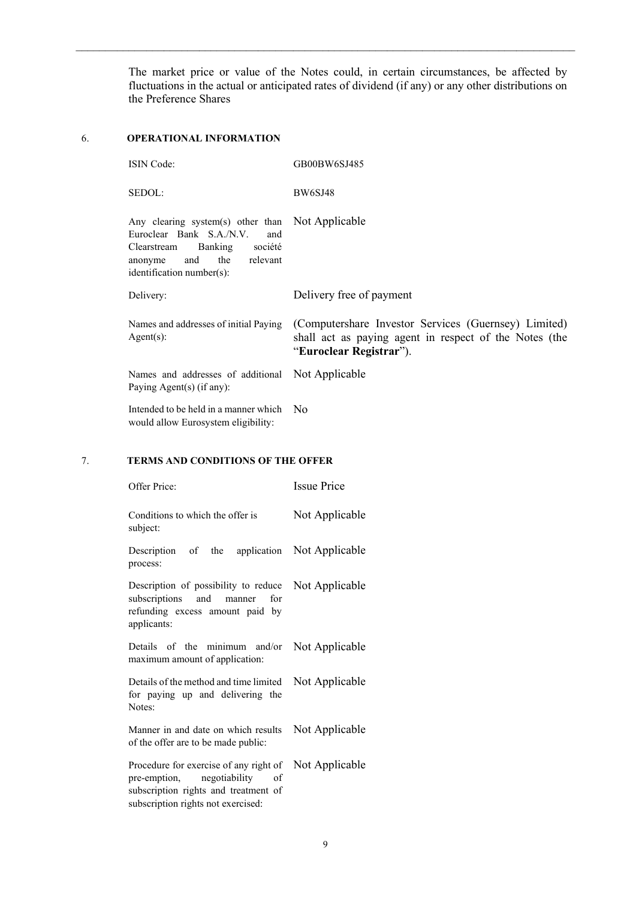The market price or value of the Notes could, in certain circumstances, be affected by fluctuations in the actual or anticipated rates of dividend (if any) or any other distributions on the Preference Shares

## 6. OPERATIONAL INFORMATION

| | |
|---|---|
| ISIN Code: | GB00BW6SJ485 |
| SEDOL: | BW6SJ48 |
| Any clearing system(s) other than Euroclear Bank S.A./N.V. and Clearstream Banking société anonyme and the relevant identification number(s): | Not Applicable |
| Delivery: | Delivery free of payment |
| Names and addresses of initial Paying Agent(s): | (Computershare Investor Services (Guernsey) Limited) shall act as paying agent in respect of the Notes (the "**Euroclear Registrar**"). |
| Names and addresses of additional Paying Agent(s) (if any): | Not Applicable |
| Intended to be held in a manner which would allow Eurosystem eligibility: | No |

## 7. TERMS AND CONDITIONS OF THE OFFER

| | |
|---|---|
| Offer Price: | Issue Price |
| Conditions to which the offer is subject: | Not Applicable |
| Description of the application process: | Not Applicable |
| Description of possibility to reduce subscriptions and manner for refunding excess amount paid by applicants: | Not Applicable |
| Details of the minimum and/or maximum amount of application: | Not Applicable |
| Details of the method and time limited for paying up and delivering the Notes: | Not Applicable |
| Manner in and date on which results of the offer are to be made public: | Not Applicable |
| Procedure for exercise of any right of pre-emption, negotiability of subscription rights and treatment of subscription rights not exercised: | Not Applicable |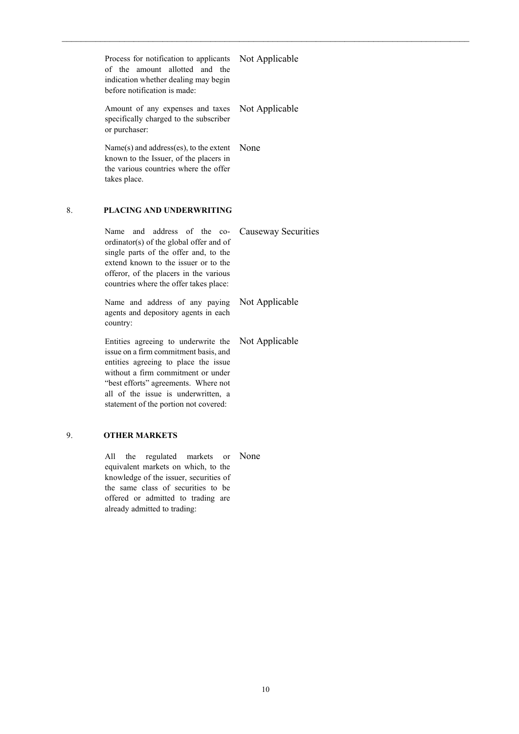| | |
|---|---|
| Process for notification to applicants of the amount allotted and the indication whether dealing may begin before notification is made: | Not Applicable |
| Amount of any expenses and taxes specifically charged to the subscriber or purchaser: | Not Applicable |
| Name(s) and address(es), to the extent known to the Issuer, of the placers in the various countries where the offer takes place. | None |

## 8. PLACING AND UNDERWRITING

| | |
|---|---|
| Name and address of the co-ordinator(s) of the global offer and of single parts of the offer and, to the extend known to the issuer or to the offeror, of the placers in the various countries where the offer takes place: | Causeway Securities |
| Name and address of any paying agents and depository agents in each country: | Not Applicable |
| Entities agreeing to underwrite the issue on a firm commitment basis, and entities agreeing to place the issue without a firm commitment or under "best efforts" agreements. Where not all of the issue is underwritten, a statement of the portion not covered: | Not Applicable |

## 9. OTHER MARKETS

| | |
|---|---|
| All the regulated markets or equivalent markets on which, to the knowledge of the issuer, securities of the same class of securities to be offered or admitted to trading are already admitted to trading: | None |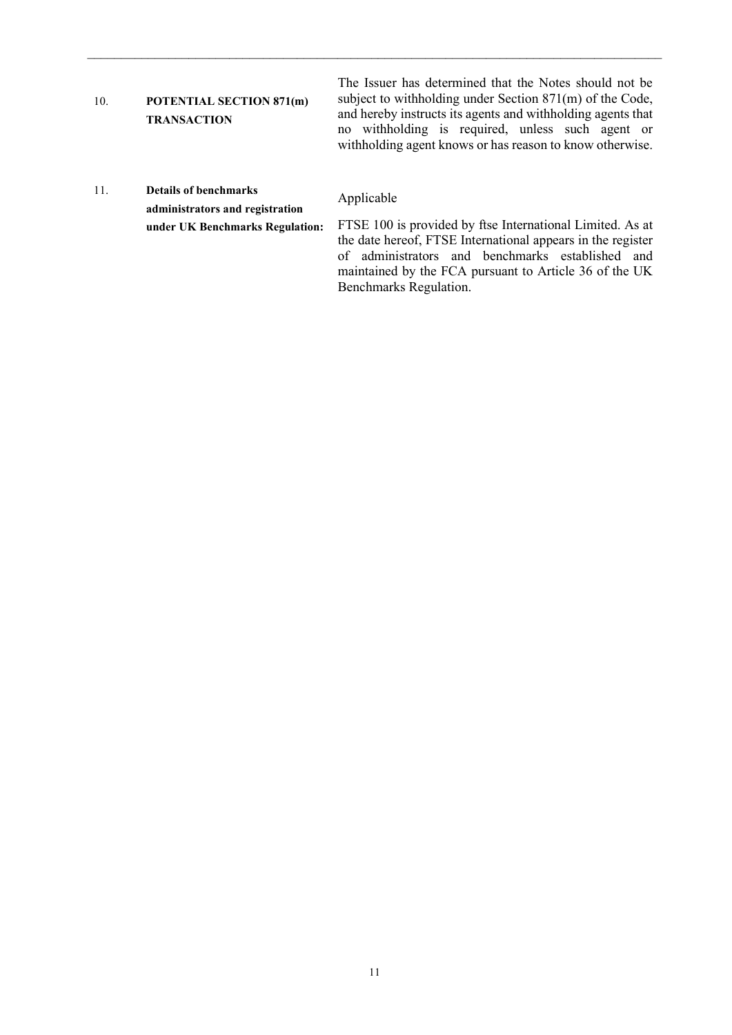| | | |
|---|---|---|
| 10. | **POTENTIAL SECTION 871(m) TRANSACTION** | The Issuer has determined that the Notes should not be subject to withholding under Section 871(m) of the Code, and hereby instructs its agents and withholding agents that no withholding is required, unless such agent or withholding agent knows or has reason to know otherwise. |
| 11. | **Details of benchmarks administrators and registration under UK Benchmarks Regulation:** | Applicable<br><br>FTSE 100 is provided by ftse International Limited. As at the date hereof, FTSE International appears in the register of administrators and benchmarks established and maintained by the FCA pursuant to Article 36 of the UK Benchmarks Regulation. |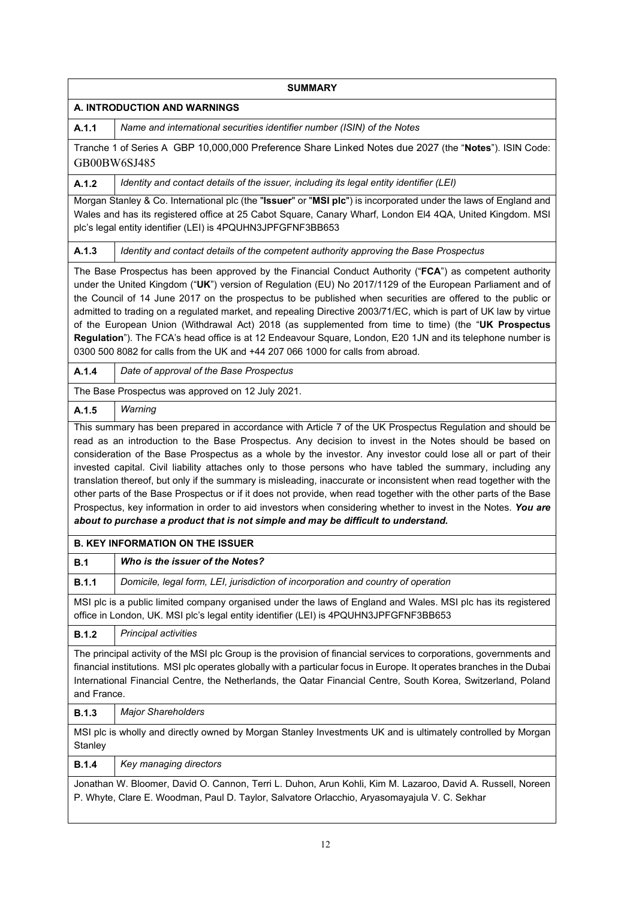## SUMMARY

### A. INTRODUCTION AND WARNINGS

**A.1.1** *Name and international securities identifier number (ISIN) of the Notes*

Tranche 1 of Series A GBP 10,000,000 Preference Share Linked Notes due 2027 (the "**Notes**"). ISIN Code: GB00BW6SJ485

**A.1.2** *Identity and contact details of the issuer, including its legal entity identifier (LEI)*

Morgan Stanley & Co. International plc (the "**Issuer**" or "**MSI plc**") is incorporated under the laws of England and Wales and has its registered office at 25 Cabot Square, Canary Wharf, London El4 4QA, United Kingdom. MSI plc's legal entity identifier (LEI) is 4PQUHN3JPFGFNF3BB653

**A.1.3** *Identity and contact details of the competent authority approving the Base Prospectus*

The Base Prospectus has been approved by the Financial Conduct Authority ("**FCA**") as competent authority under the United Kingdom ("**UK**") version of Regulation (EU) No 2017/1129 of the European Parliament and of the Council of 14 June 2017 on the prospectus to be published when securities are offered to the public or admitted to trading on a regulated market, and repealing Directive 2003/71/EC, which is part of UK law by virtue of the European Union (Withdrawal Act) 2018 (as supplemented from time to time) (the "**UK Prospectus Regulation**"). The FCA's head office is at 12 Endeavour Square, London, E20 1JN and its telephone number is 0300 500 8082 for calls from the UK and +44 207 066 1000 for calls from abroad.

**A.1.4** *Date of approval of the Base Prospectus*

The Base Prospectus was approved on 12 July 2021.

**A.1.5** *Warning*

This summary has been prepared in accordance with Article 7 of the UK Prospectus Regulation and should be read as an introduction to the Base Prospectus. Any decision to invest in the Notes should be based on consideration of the Base Prospectus as a whole by the investor. Any investor could lose all or part of their invested capital. Civil liability attaches only to those persons who have tabled the summary, including any translation thereof, but only if the summary is misleading, inaccurate or inconsistent when read together with the other parts of the Base Prospectus or if it does not provide, when read together with the other parts of the Base Prospectus, key information in order to aid investors when considering whether to invest in the Notes. ***You are about to purchase a product that is not simple and may be difficult to understand.***

### B. KEY INFORMATION ON THE ISSUER

**B.1** ***Who is the issuer of the Notes?***

**B.1.1** *Domicile, legal form, LEI, jurisdiction of incorporation and country of operation*

MSI plc is a public limited company organised under the laws of England and Wales. MSI plc has its registered office in London, UK. MSI plc's legal entity identifier (LEI) is 4PQUHN3JPFGFNF3BB653

**B.1.2** *Principal activities*

The principal activity of the MSI plc Group is the provision of financial services to corporations, governments and financial institutions. MSI plc operates globally with a particular focus in Europe. It operates branches in the Dubai International Financial Centre, the Netherlands, the Qatar Financial Centre, South Korea, Switzerland, Poland and France.

**B.1.3** *Major Shareholders*

MSI plc is wholly and directly owned by Morgan Stanley Investments UK and is ultimately controlled by Morgan Stanley

**B.1.4** *Key managing directors*

Jonathan W. Bloomer, David O. Cannon, Terri L. Duhon, Arun Kohli, Kim M. Lazaroo, David A. Russell, Noreen P. Whyte, Clare E. Woodman, Paul D. Taylor, Salvatore Orlacchio, Aryasomayajula V. C. Sekhar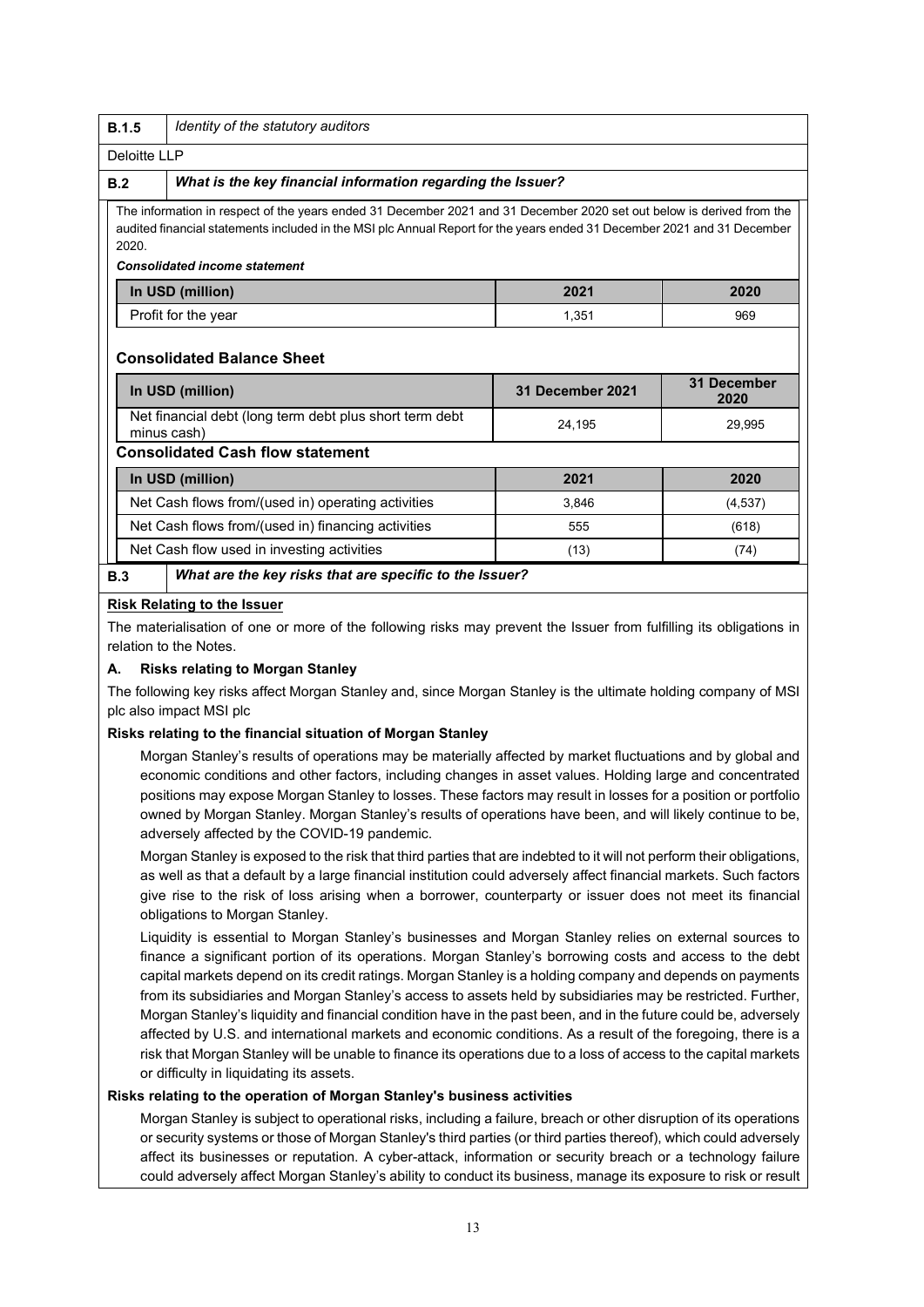| B.1.5 | *Identity of the statutory auditors* |
|---|---|

Deloitte LLP

| B.2 | *What is the key financial information regarding the Issuer?* |
|---|---|

The information in respect of the years ended 31 December 2021 and 31 December 2020 set out below is derived from the audited financial statements included in the MSI plc Annual Report for the years ended 31 December 2021 and 31 December 2020.

***Consolidated income statement***

| In USD (million) | 2021 | 2020 |
|---|---|---|
| Profit for the year | 1,351 | 969 |

**Consolidated Balance Sheet**

| In USD (million) | 31 December 2021 | 31 December 2020 |
|---|---|---|
| Net financial debt (long term debt plus short term debt minus cash) | 24,195 | 29,995 |

**Consolidated Cash flow statement**

| In USD (million) | 2021 | 2020 |
|---|---|---|
| Net Cash flows from/(used in) operating activities | 3,846 | (4,537) |
| Net Cash flows from/(used in) financing activities | 555 | (618) |
| Net Cash flow used in investing activities | (13) | (74) |

| B.3 | *What are the key risks that are specific to the Issuer?* |
|---|---|

**Risk Relating to the Issuer**

The materialisation of one or more of the following risks may prevent the Issuer from fulfilling its obligations in relation to the Notes.

**A. Risks relating to Morgan Stanley**

The following key risks affect Morgan Stanley and, since Morgan Stanley is the ultimate holding company of MSI plc also impact MSI plc

**Risks relating to the financial situation of Morgan Stanley**

Morgan Stanley's results of operations may be materially affected by market fluctuations and by global and economic conditions and other factors, including changes in asset values. Holding large and concentrated positions may expose Morgan Stanley to losses. These factors may result in losses for a position or portfolio owned by Morgan Stanley. Morgan Stanley's results of operations have been, and will likely continue to be, adversely affected by the COVID-19 pandemic.

Morgan Stanley is exposed to the risk that third parties that are indebted to it will not perform their obligations, as well as that a default by a large financial institution could adversely affect financial markets. Such factors give rise to the risk of loss arising when a borrower, counterparty or issuer does not meet its financial obligations to Morgan Stanley.

Liquidity is essential to Morgan Stanley's businesses and Morgan Stanley relies on external sources to finance a significant portion of its operations. Morgan Stanley's borrowing costs and access to the debt capital markets depend on its credit ratings. Morgan Stanley is a holding company and depends on payments from its subsidiaries and Morgan Stanley's access to assets held by subsidiaries may be restricted. Further, Morgan Stanley's liquidity and financial condition have in the past been, and in the future could be, adversely affected by U.S. and international markets and economic conditions. As a result of the foregoing, there is a risk that Morgan Stanley will be unable to finance its operations due to a loss of access to the capital markets or difficulty in liquidating its assets.

**Risks relating to the operation of Morgan Stanley's business activities**

Morgan Stanley is subject to operational risks, including a failure, breach or other disruption of its operations or security systems or those of Morgan Stanley's third parties (or third parties thereof), which could adversely affect its businesses or reputation. A cyber-attack, information or security breach or a technology failure could adversely affect Morgan Stanley's ability to conduct its business, manage its exposure to risk or result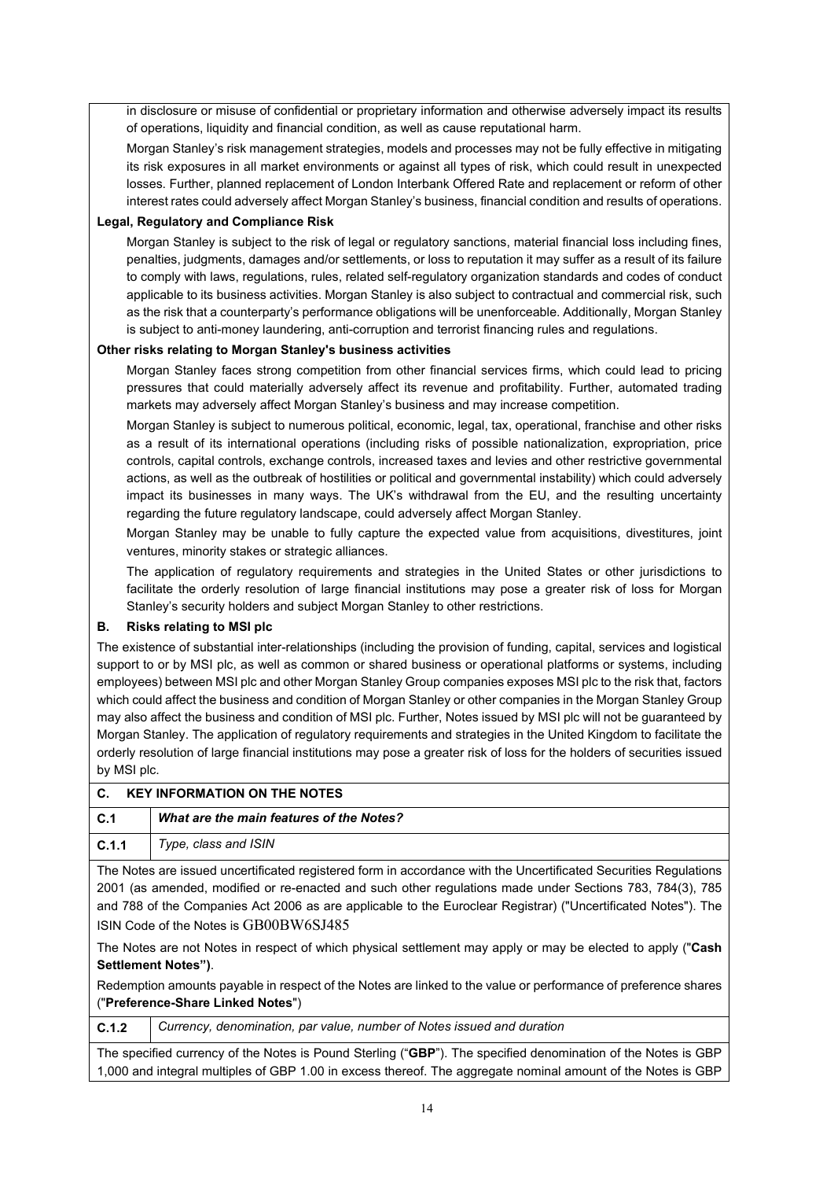in disclosure or misuse of confidential or proprietary information and otherwise adversely impact its results of operations, liquidity and financial condition, as well as cause reputational harm.

Morgan Stanley's risk management strategies, models and processes may not be fully effective in mitigating its risk exposures in all market environments or against all types of risk, which could result in unexpected losses. Further, planned replacement of London Interbank Offered Rate and replacement or reform of other interest rates could adversely affect Morgan Stanley's business, financial condition and results of operations.

**Legal, Regulatory and Compliance Risk**

Morgan Stanley is subject to the risk of legal or regulatory sanctions, material financial loss including fines, penalties, judgments, damages and/or settlements, or loss to reputation it may suffer as a result of its failure to comply with laws, regulations, rules, related self-regulatory organization standards and codes of conduct applicable to its business activities. Morgan Stanley is also subject to contractual and commercial risk, such as the risk that a counterparty's performance obligations will be unenforceable. Additionally, Morgan Stanley is subject to anti-money laundering, anti-corruption and terrorist financing rules and regulations.

**Other risks relating to Morgan Stanley's business activities**

Morgan Stanley faces strong competition from other financial services firms, which could lead to pricing pressures that could materially adversely affect its revenue and profitability. Further, automated trading markets may adversely affect Morgan Stanley's business and may increase competition.

Morgan Stanley is subject to numerous political, economic, legal, tax, operational, franchise and other risks as a result of its international operations (including risks of possible nationalization, expropriation, price controls, capital controls, exchange controls, increased taxes and levies and other restrictive governmental actions, as well as the outbreak of hostilities or political and governmental instability) which could adversely impact its businesses in many ways. The UK's withdrawal from the EU, and the resulting uncertainty regarding the future regulatory landscape, could adversely affect Morgan Stanley.

Morgan Stanley may be unable to fully capture the expected value from acquisitions, divestitures, joint ventures, minority stakes or strategic alliances.

The application of regulatory requirements and strategies in the United States or other jurisdictions to facilitate the orderly resolution of large financial institutions may pose a greater risk of loss for Morgan Stanley's security holders and subject Morgan Stanley to other restrictions.

**B. Risks relating to MSI plc**

The existence of substantial inter-relationships (including the provision of funding, capital, services and logistical support to or by MSI plc, as well as common or shared business or operational platforms or systems, including employees) between MSI plc and other Morgan Stanley Group companies exposes MSI plc to the risk that, factors which could affect the business and condition of Morgan Stanley or other companies in the Morgan Stanley Group may also affect the business and condition of MSI plc. Further, Notes issued by MSI plc will not be guaranteed by Morgan Stanley. The application of regulatory requirements and strategies in the United Kingdom to facilitate the orderly resolution of large financial institutions may pose a greater risk of loss for the holders of securities issued by MSI plc.

**C. KEY INFORMATION ON THE NOTES**

| **C.1** | ***What are the main features of the Notes?*** |
|---|---|
| **C.1.1** | *Type, class and ISIN* |

The Notes are issued uncertificated registered form in accordance with the Uncertificated Securities Regulations 2001 (as amended, modified or re-enacted and such other regulations made under Sections 783, 784(3), 785 and 788 of the Companies Act 2006 as are applicable to the Euroclear Registrar) ("Uncertificated Notes"). The ISIN Code of the Notes is GB00BW6SJ485

The Notes are not Notes in respect of which physical settlement may apply or may be elected to apply ("**Cash Settlement Notes")**.

Redemption amounts payable in respect of the Notes are linked to the value or performance of preference shares ("**Preference-Share Linked Notes**")

| **C.1.2** | *Currency, denomination, par value, number of Notes issued and duration* |
|---|---|

The specified currency of the Notes is Pound Sterling ("**GBP**"). The specified denomination of the Notes is GBP 1,000 and integral multiples of GBP 1.00 in excess thereof. The aggregate nominal amount of the Notes is GBP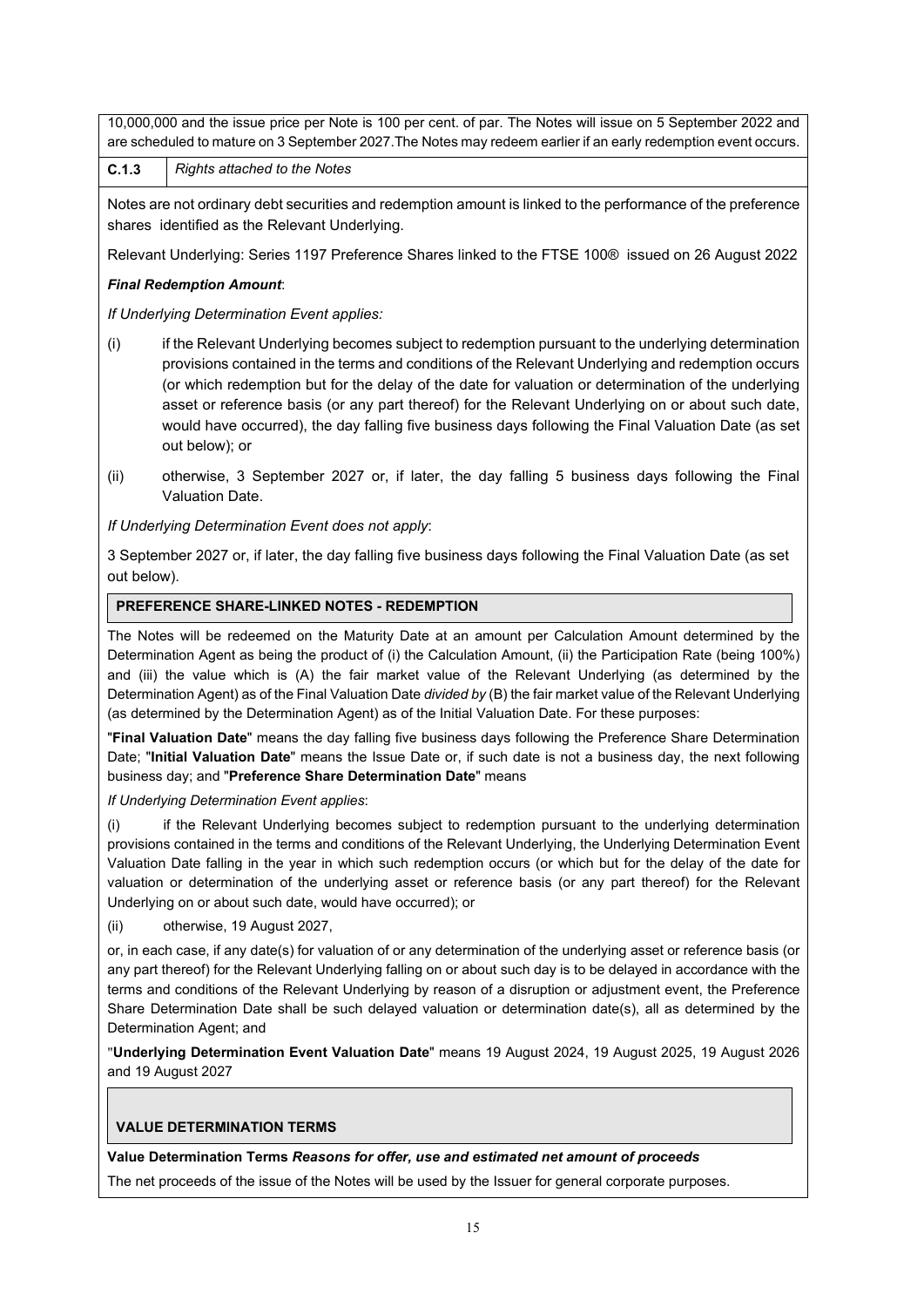10,000,000 and the issue price per Note is 100 per cent. of par. The Notes will issue on 5 September 2022 and are scheduled to mature on 3 September 2027.The Notes may redeem earlier if an early redemption event occurs.

| C.1.3 | *Rights attached to the Notes* |
|---|---|

Notes are not ordinary debt securities and redemption amount is linked to the performance of the preference shares identified as the Relevant Underlying.

Relevant Underlying: Series 1197 Preference Shares linked to the FTSE 100® issued on 26 August 2022

***Final Redemption Amount***:

*If Underlying Determination Event applies:*

(i) if the Relevant Underlying becomes subject to redemption pursuant to the underlying determination provisions contained in the terms and conditions of the Relevant Underlying and redemption occurs (or which redemption but for the delay of the date for valuation or determination of the underlying asset or reference basis (or any part thereof) for the Relevant Underlying on or about such date, would have occurred), the day falling five business days following the Final Valuation Date (as set out below); or

(ii) otherwise, 3 September 2027 or, if later, the day falling 5 business days following the Final Valuation Date.

*If Underlying Determination Event does not apply*:

3 September 2027 or, if later, the day falling five business days following the Final Valuation Date (as set out below).

**PREFERENCE SHARE-LINKED NOTES - REDEMPTION**

The Notes will be redeemed on the Maturity Date at an amount per Calculation Amount determined by the Determination Agent as being the product of (i) the Calculation Amount, (ii) the Participation Rate (being 100%) and (iii) the value which is (A) the fair market value of the Relevant Underlying (as determined by the Determination Agent) as of the Final Valuation Date *divided by* (B) the fair market value of the Relevant Underlying (as determined by the Determination Agent) as of the Initial Valuation Date. For these purposes:

"**Final Valuation Date**" means the day falling five business days following the Preference Share Determination Date; "**Initial Valuation Date**" means the Issue Date or, if such date is not a business day, the next following business day; and "**Preference Share Determination Date**" means

*If Underlying Determination Event applies*:

(i) if the Relevant Underlying becomes subject to redemption pursuant to the underlying determination provisions contained in the terms and conditions of the Relevant Underlying, the Underlying Determination Event Valuation Date falling in the year in which such redemption occurs (or which but for the delay of the date for valuation or determination of the underlying asset or reference basis (or any part thereof) for the Relevant Underlying on or about such date, would have occurred); or

(ii) otherwise, 19 August 2027,

or, in each case, if any date(s) for valuation of or any determination of the underlying asset or reference basis (or any part thereof) for the Relevant Underlying falling on or about such day is to be delayed in accordance with the terms and conditions of the Relevant Underlying by reason of a disruption or adjustment event, the Preference Share Determination Date shall be such delayed valuation or determination date(s), all as determined by the Determination Agent; and

"**Underlying Determination Event Valuation Date**" means 19 August 2024, 19 August 2025, 19 August 2026 and 19 August 2027

**VALUE DETERMINATION TERMS**

**Value Determination Terms *Reasons for offer, use and estimated net amount of proceeds***

The net proceeds of the issue of the Notes will be used by the Issuer for general corporate purposes.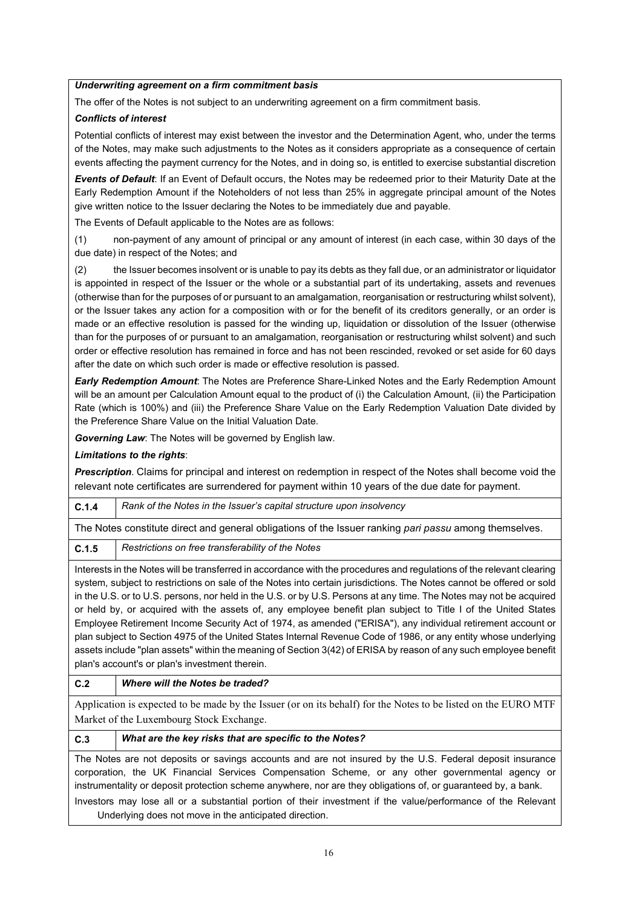***Underwriting agreement on a firm commitment basis***

The offer of the Notes is not subject to an underwriting agreement on a firm commitment basis.

***Conflicts of interest***

Potential conflicts of interest may exist between the investor and the Determination Agent, who, under the terms of the Notes, may make such adjustments to the Notes as it considers appropriate as a consequence of certain events affecting the payment currency for the Notes, and in doing so, is entitled to exercise substantial discretion

***Events of Default***: If an Event of Default occurs, the Notes may be redeemed prior to their Maturity Date at the Early Redemption Amount if the Noteholders of not less than 25% in aggregate principal amount of the Notes give written notice to the Issuer declaring the Notes to be immediately due and payable.

The Events of Default applicable to the Notes are as follows:

(1) non-payment of any amount of principal or any amount of interest (in each case, within 30 days of the due date) in respect of the Notes; and

(2) the Issuer becomes insolvent or is unable to pay its debts as they fall due, or an administrator or liquidator is appointed in respect of the Issuer or the whole or a substantial part of its undertaking, assets and revenues (otherwise than for the purposes of or pursuant to an amalgamation, reorganisation or restructuring whilst solvent), or the Issuer takes any action for a composition with or for the benefit of its creditors generally, or an order is made or an effective resolution is passed for the winding up, liquidation or dissolution of the Issuer (otherwise than for the purposes of or pursuant to an amalgamation, reorganisation or restructuring whilst solvent) and such order or effective resolution has remained in force and has not been rescinded, revoked or set aside for 60 days after the date on which such order is made or effective resolution is passed.

***Early Redemption Amount***: The Notes are Preference Share-Linked Notes and the Early Redemption Amount will be an amount per Calculation Amount equal to the product of (i) the Calculation Amount, (ii) the Participation Rate (which is 100%) and (iii) the Preference Share Value on the Early Redemption Valuation Date divided by the Preference Share Value on the Initial Valuation Date.

***Governing Law***: The Notes will be governed by English law.

***Limitations to the rights***:

***Prescription***. Claims for principal and interest on redemption in respect of the Notes shall become void the relevant note certificates are surrendered for payment within 10 years of the due date for payment.

| **C.1.4** | *Rank of the Notes in the Issuer's capital structure upon insolvency* |
|---|---|

The Notes constitute direct and general obligations of the Issuer ranking *pari passu* among themselves.

| **C.1.5** | *Restrictions on free transferability of the Notes* |
|---|---|

Interests in the Notes will be transferred in accordance with the procedures and regulations of the relevant clearing system, subject to restrictions on sale of the Notes into certain jurisdictions. The Notes cannot be offered or sold in the U.S. or to U.S. persons, nor held in the U.S. or by U.S. Persons at any time. The Notes may not be acquired or held by, or acquired with the assets of, any employee benefit plan subject to Title I of the United States Employee Retirement Income Security Act of 1974, as amended ("ERISA"), any individual retirement account or plan subject to Section 4975 of the United States Internal Revenue Code of 1986, or any entity whose underlying assets include "plan assets" within the meaning of Section 3(42) of ERISA by reason of any such employee benefit plan's account's or plan's investment therein.

| **C.2** | ***Where will the Notes be traded?*** |
|---|---|

Application is expected to be made by the Issuer (or on its behalf) for the Notes to be listed on the EURO MTF Market of the Luxembourg Stock Exchange.

| **C.3** | ***What are the key risks that are specific to the Notes?*** |
|---|---|

The Notes are not deposits or savings accounts and are not insured by the U.S. Federal deposit insurance corporation, the UK Financial Services Compensation Scheme, or any other governmental agency or instrumentality or deposit protection scheme anywhere, nor are they obligations of, or guaranteed by, a bank.

Investors may lose all or a substantial portion of their investment if the value/performance of the Relevant Underlying does not move in the anticipated direction.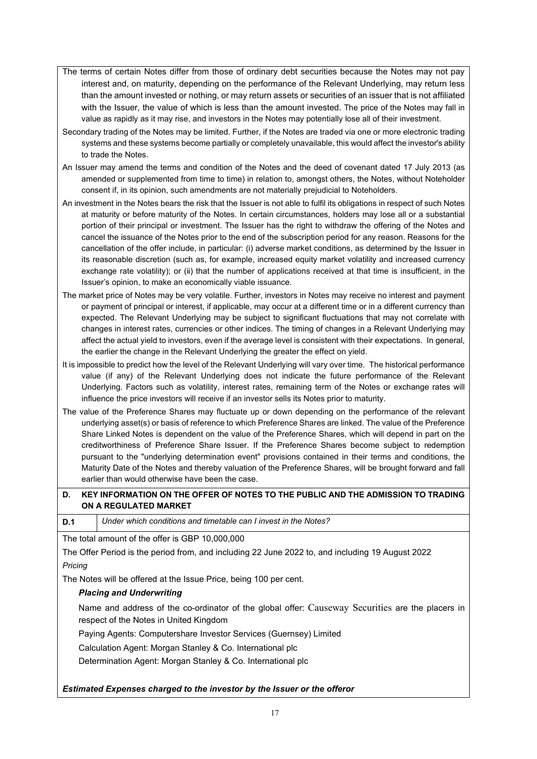The terms of certain Notes differ from those of ordinary debt securities because the Notes may not pay interest and, on maturity, depending on the performance of the Relevant Underlying, may return less than the amount invested or nothing, or may return assets or securities of an issuer that is not affiliated with the Issuer, the value of which is less than the amount invested. The price of the Notes may fall in value as rapidly as it may rise, and investors in the Notes may potentially lose all of their investment.

Secondary trading of the Notes may be limited. Further, if the Notes are traded via one or more electronic trading systems and these systems become partially or completely unavailable, this would affect the investor's ability to trade the Notes.

An Issuer may amend the terms and condition of the Notes and the deed of covenant dated 17 July 2013 (as amended or supplemented from time to time) in relation to, amongst others, the Notes, without Noteholder consent if, in its opinion, such amendments are not materially prejudicial to Noteholders.

An investment in the Notes bears the risk that the Issuer is not able to fulfil its obligations in respect of such Notes at maturity or before maturity of the Notes. In certain circumstances, holders may lose all or a substantial portion of their principal or investment. The Issuer has the right to withdraw the offering of the Notes and cancel the issuance of the Notes prior to the end of the subscription period for any reason. Reasons for the cancellation of the offer include, in particular: (i) adverse market conditions, as determined by the Issuer in its reasonable discretion (such as, for example, increased equity market volatility and increased currency exchange rate volatility); or (ii) that the number of applications received at that time is insufficient, in the Issuer's opinion, to make an economically viable issuance.

The market price of Notes may be very volatile. Further, investors in Notes may receive no interest and payment or payment of principal or interest, if applicable, may occur at a different time or in a different currency than expected. The Relevant Underlying may be subject to significant fluctuations that may not correlate with changes in interest rates, currencies or other indices. The timing of changes in a Relevant Underlying may affect the actual yield to investors, even if the average level is consistent with their expectations. In general, the earlier the change in the Relevant Underlying the greater the effect on yield.

It is impossible to predict how the level of the Relevant Underlying will vary over time. The historical performance value (if any) of the Relevant Underlying does not indicate the future performance of the Relevant Underlying. Factors such as volatility, interest rates, remaining term of the Notes or exchange rates will influence the price investors will receive if an investor sells its Notes prior to maturity.

The value of the Preference Shares may fluctuate up or down depending on the performance of the relevant underlying asset(s) or basis of reference to which Preference Shares are linked. The value of the Preference Share Linked Notes is dependent on the value of the Preference Shares, which will depend in part on the creditworthiness of Preference Share Issuer. If the Preference Shares become subject to redemption pursuant to the "underlying determination event" provisions contained in their terms and conditions, the Maturity Date of the Notes and thereby valuation of the Preference Shares, will be brought forward and fall earlier than would otherwise have been the case.

## D. KEY INFORMATION ON THE OFFER OF NOTES TO THE PUBLIC AND THE ADMISSION TO TRADING ON A REGULATED MARKET

| **D.1** | *Under which conditions and timetable can I invest in the Notes?* |
|---|---|

The total amount of the offer is GBP 10,000,000

The Offer Period is the period from, and including 22 June 2022 to, and including 19 August 2022

*Pricing*

The Notes will be offered at the Issue Price, being 100 per cent.

***Placing and Underwriting***

Name and address of the co-ordinator of the global offer: Causeway Securities are the placers in respect of the Notes in United Kingdom

Paying Agents: Computershare Investor Services (Guernsey) Limited

Calculation Agent: Morgan Stanley & Co. International plc

Determination Agent: Morgan Stanley & Co. International plc

***Estimated Expenses charged to the investor by the Issuer or the offeror***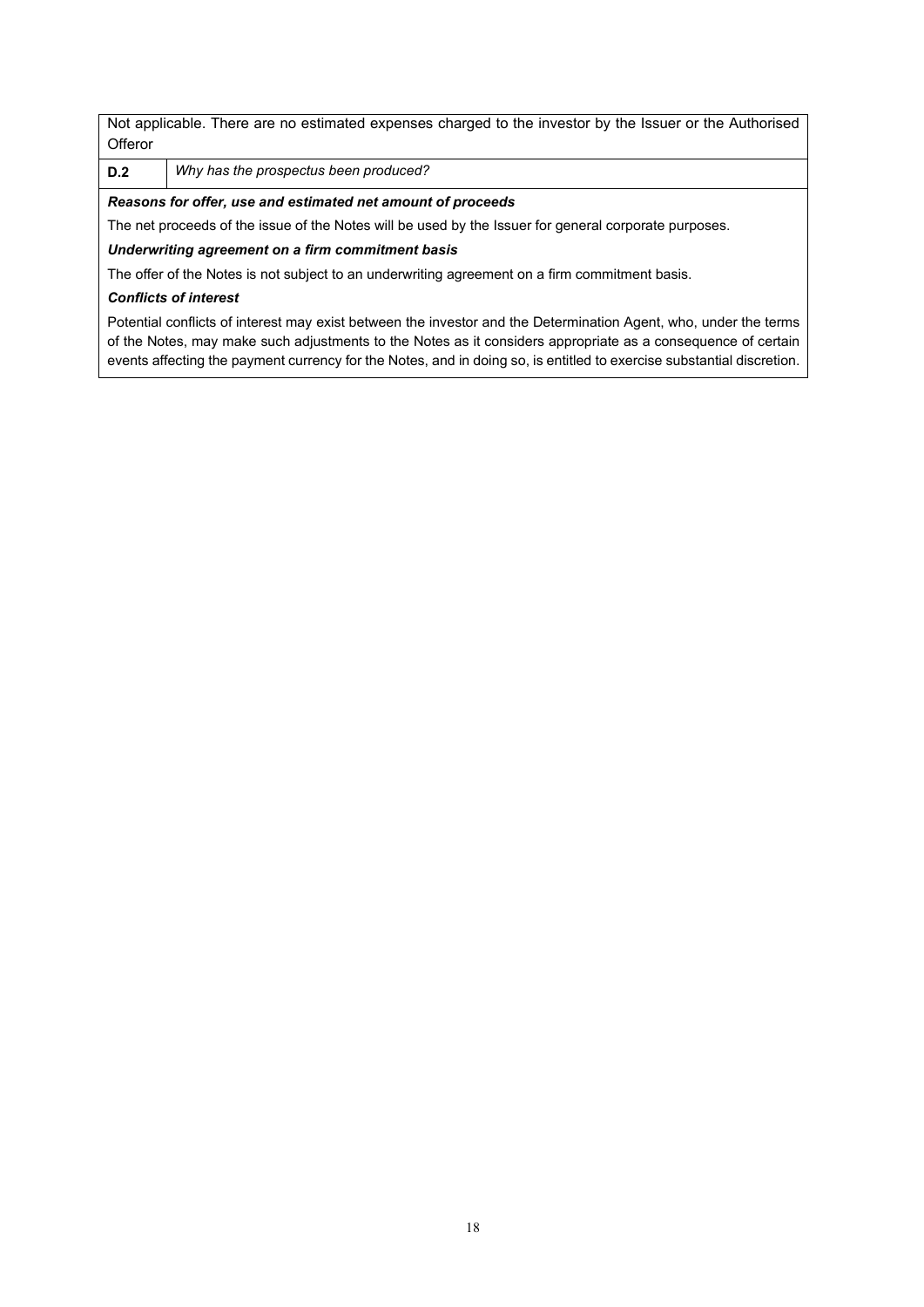Not applicable. There are no estimated expenses charged to the investor by the Issuer or the Authorised Offeror

| | |
|---|---|
| **D.2** | *Why has the prospectus been produced?* |

***Reasons for offer, use and estimated net amount of proceeds***

The net proceeds of the issue of the Notes will be used by the Issuer for general corporate purposes.

***Underwriting agreement on a firm commitment basis***

The offer of the Notes is not subject to an underwriting agreement on a firm commitment basis.

***Conflicts of interest***

Potential conflicts of interest may exist between the investor and the Determination Agent, who, under the terms of the Notes, may make such adjustments to the Notes as it considers appropriate as a consequence of certain events affecting the payment currency for the Notes, and in doing so, is entitled to exercise substantial discretion.